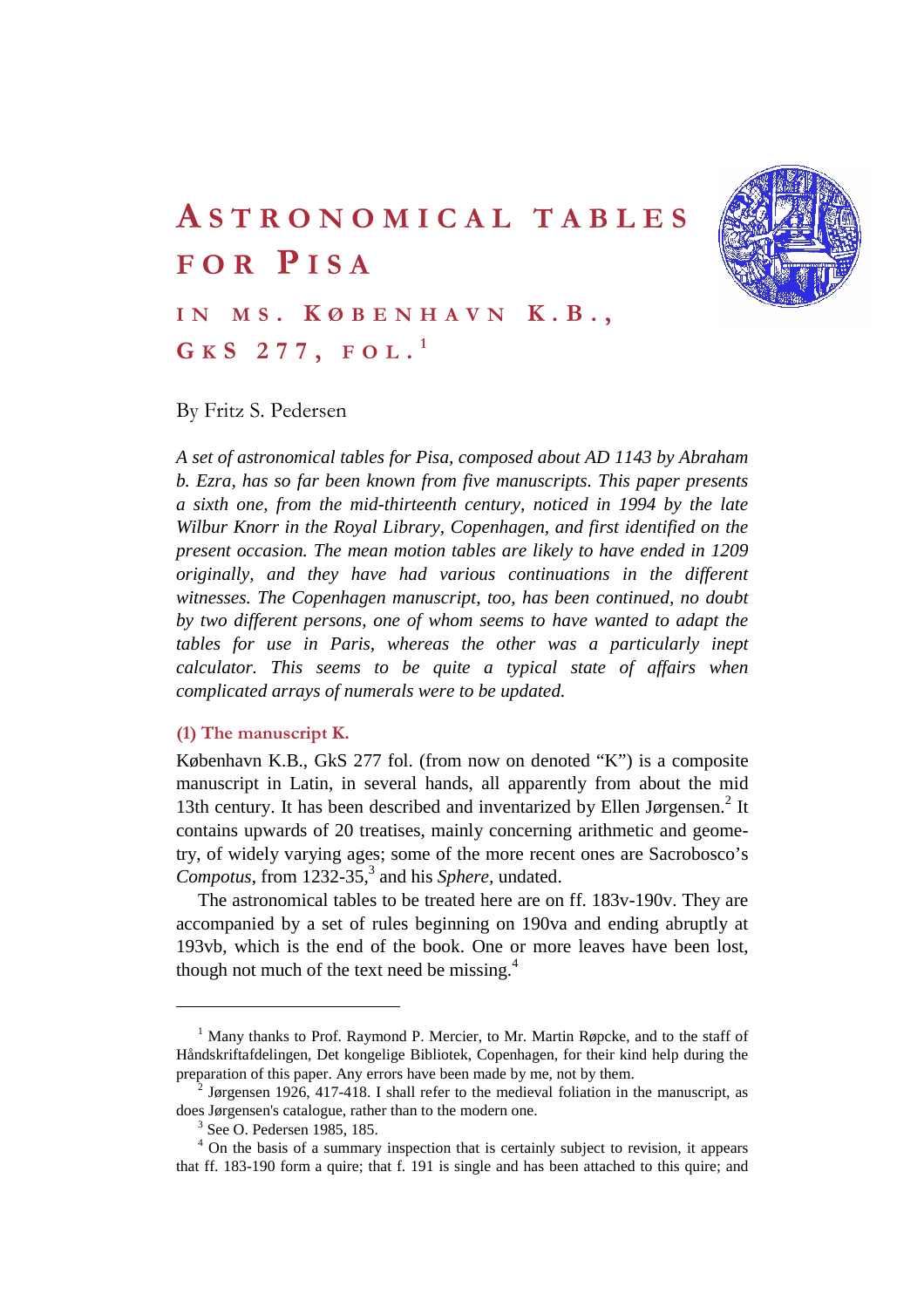# ASTRONOMICAL TABLES FOR PISA

## IN MS. KØBENHAVN K.B., GKS 277, FOL.[1]

By Fritz S. Pedersen

*A set of astronomical tables for Pisa, composed about AD 1143 by Abraham b. Ezra, has so far been known from five manuscripts. This paper presents a sixth one, from the mid-thirteenth century, noticed in 1994 by the late Wilbur Knorr in the Royal Library, Copenhagen, and first identified on the present occasion. The mean motion tables are likely to have ended in 1209 originally, and they have had various continuations in the different witnesses. The Copenhagen manuscript, too, has been continued, no doubt by two different persons, one of whom seems to have wanted to adapt the tables for use in Paris, whereas the other was a particularly inept calculator. This seems to be quite a typical state of affairs when complicated arrays of numerals were to be updated.*

### (1) The manuscript K.

København K.B., GkS 277 fol. (from now on denoted "K") is a composite manuscript in Latin, in several hands, all apparently from about the mid 13th century. It has been described and inventarized by Ellen Jørgensen.[2] It contains upwards of 20 treatises, mainly concerning arithmetic and geometry, of widely varying ages; some of the more recent ones are Sacrobosco's *Compotus*, from 1232-35,[3] and his *Sphere*, undated.

The astronomical tables to be treated here are on ff. 183v-190v. They are accompanied by a set of rules beginning on 190va and ending abruptly at 193vb, which is the end of the book. One or more leaves have been lost, though not much of the text need be missing.[4]

---

[1] Many thanks to Prof. Raymond P. Mercier, to Mr. Martin Røpcke, and to the staff of Håndskriftafdelingen, Det kongelige Bibliotek, Copenhagen, for their kind help during the preparation of this paper. Any errors have been made by me, not by them.

[2] Jørgensen 1926, 417-418. I shall refer to the medieval foliation in the manuscript, as does Jørgensen's catalogue, rather than to the modern one.

[3] See O. Pedersen 1985, 185.

[4] On the basis of a summary inspection that is certainly subject to revision, it appears that ff. 183-190 form a quire; that f. 191 is single and has been attached to this quire; and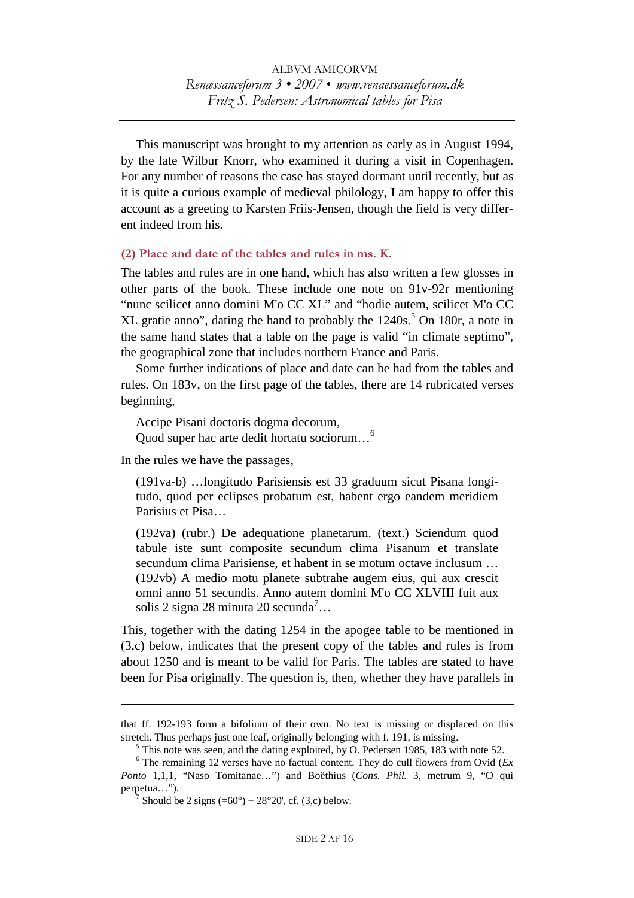This manuscript was brought to my attention as early as in August 1994, by the late Wilbur Knorr, who examined it during a visit in Copenhagen. For any number of reasons the case has stayed dormant until recently, but as it is quite a curious example of medieval philology, I am happy to offer this account as a greeting to Karsten Friis-Jensen, though the field is very different indeed from his.

### (2) Place and date of the tables and rules in ms. K.

The tables and rules are in one hand, which has also written a few glosses in other parts of the book. These include one note on 91v-92r mentioning "nunc scilicet anno domini M'o CC XL" and "hodie autem, scilicet M'o CC XL gratie anno", dating the hand to probably the 1240s.[5] On 180r, a note in the same hand states that a table on the page is valid "in climate septimo", the geographical zone that includes northern France and Paris.

Some further indications of place and date can be had from the tables and rules. On 183v, on the first page of the tables, there are 14 rubricated verses beginning,

> Accipe Pisani doctoris dogma decorum,
> Quod super hac arte dedit hortatu sociorum…[6]

In the rules we have the passages,

> (191va-b) …longitudo Parisiensis est 33 graduum sicut Pisana longitudo, quod per eclipses probatum est, habent ergo eandem meridiem Parisius et Pisa…
>
> (192va) (rubr.) De adequatione planetarum. (text.) Sciendum quod tabule iste sunt composite secundum clima Pisanum et translate secundum clima Parisiense, et habent in se motum octave inclusum … (192vb) A medio motu planete subtrahe augem eius, qui aux crescit omni anno 51 secundis. Anno autem domini M'o CC XLVIII fuit aux solis 2 signa 28 minuta 20 secunda[7]…

This, together with the dating 1254 in the apogee table to be mentioned in (3,c) below, indicates that the present copy of the tables and rules is from about 1250 and is meant to be valid for Paris. The tables are stated to have been for Pisa originally. The question is, then, whether they have parallels in

---

that ff. 192-193 form a bifolium of their own. No text is missing or displaced on this stretch. Thus perhaps just one leaf, originally belonging with f. 191, is missing.

[5] This note was seen, and the dating exploited, by O. Pedersen 1985, 183 with note 52.

[6] The remaining 12 verses have no factual content. They do cull flowers from Ovid (*Ex Ponto* 1,1,1, "Naso Tomitanae…") and Boëthius (*Cons. Phil.* 3, metrum 9, "O qui perpetua…").

[7] Should be 2 signs (=60°) + 28°20', cf. (3,c) below.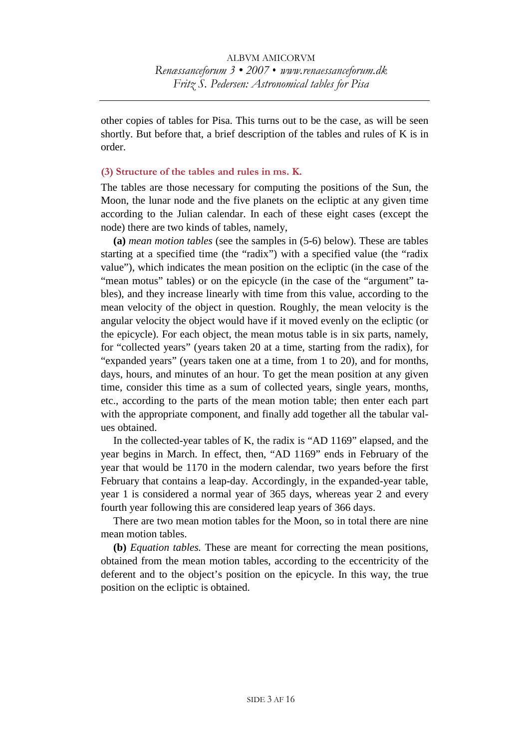other copies of tables for Pisa. This turns out to be the case, as will be seen shortly. But before that, a brief description of the tables and rules of K is in order.

### (3) Structure of the tables and rules in ms. K.

The tables are those necessary for computing the positions of the Sun, the Moon, the lunar node and the five planets on the ecliptic at any given time according to the Julian calendar. In each of these eight cases (except the node) there are two kinds of tables, namely,

**(a)** *mean motion tables* (see the samples in (5-6) below). These are tables starting at a specified time (the "radix") with a specified value (the "radix value"), which indicates the mean position on the ecliptic (in the case of the "mean motus" tables) or on the epicycle (in the case of the "argument" tables), and they increase linearly with time from this value, according to the mean velocity of the object in question. Roughly, the mean velocity is the angular velocity the object would have if it moved evenly on the ecliptic (or the epicycle). For each object, the mean motus table is in six parts, namely, for "collected years" (years taken 20 at a time, starting from the radix), for "expanded years" (years taken one at a time, from 1 to 20), and for months, days, hours, and minutes of an hour. To get the mean position at any given time, consider this time as a sum of collected years, single years, months, etc., according to the parts of the mean motion table; then enter each part with the appropriate component, and finally add together all the tabular values obtained.

In the collected-year tables of K, the radix is "AD 1169" elapsed, and the year begins in March. In effect, then, "AD 1169" ends in February of the year that would be 1170 in the modern calendar, two years before the first February that contains a leap-day. Accordingly, in the expanded-year table, year 1 is considered a normal year of 365 days, whereas year 2 and every fourth year following this are considered leap years of 366 days.

There are two mean motion tables for the Moon, so in total there are nine mean motion tables.

**(b)** *Equation tables.* These are meant for correcting the mean positions, obtained from the mean motion tables, according to the eccentricity of the deferent and to the object's position on the epicycle. In this way, the true position on the ecliptic is obtained.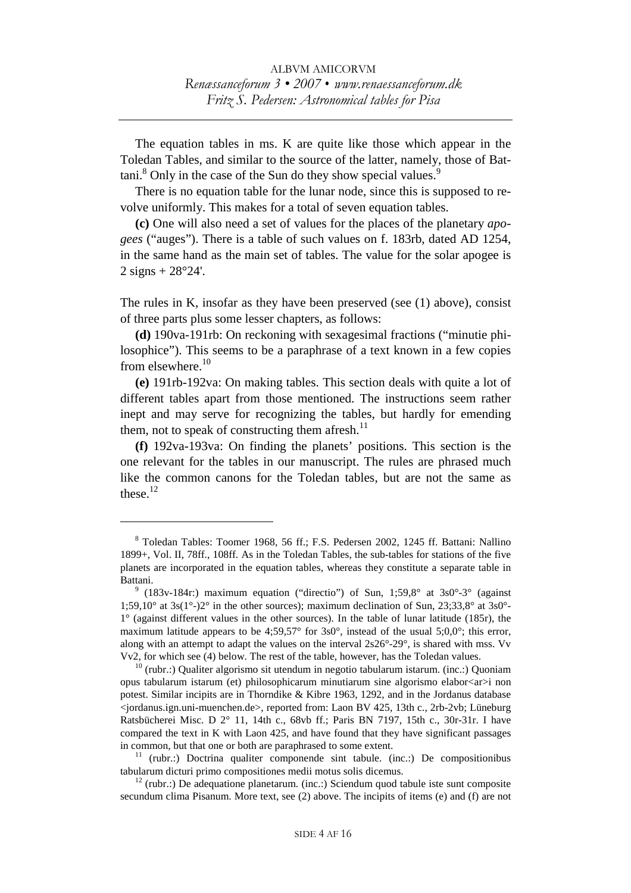The equation tables in ms. K are quite like those which appear in the Toledan Tables, and similar to the source of the latter, namely, those of Battani.[8] Only in the case of the Sun do they show special values.[9]

There is no equation table for the lunar node, since this is supposed to revolve uniformly. This makes for a total of seven equation tables.

**(c)** One will also need a set of values for the places of the planetary *apogees* ("auges"). There is a table of such values on f. 183rb, dated AD 1254, in the same hand as the main set of tables. The value for the solar apogee is 2 signs + 28°24'.

The rules in K, insofar as they have been preserved (see (1) above), consist of three parts plus some lesser chapters, as follows:

**(d)** 190va-191rb: On reckoning with sexagesimal fractions ("minutie philosophice"). This seems to be a paraphrase of a text known in a few copies from elsewhere.[10]

**(e)** 191rb-192va: On making tables. This section deals with quite a lot of different tables apart from those mentioned. The instructions seem rather inept and may serve for recognizing the tables, but hardly for emending them, not to speak of constructing them afresh.[11]

**(f)** 192va-193va: On finding the planets' positions. This section is the one relevant for the tables in our manuscript. The rules are phrased much like the common canons for the Toledan tables, but are not the same as these.[12]

---

[8] Toledan Tables: Toomer 1968, 56 ff.; F.S. Pedersen 2002, 1245 ff. Battani: Nallino 1899+, Vol. II, 78ff., 108ff. As in the Toledan Tables, the sub-tables for stations of the five planets are incorporated in the equation tables, whereas they constitute a separate table in Battani.

[9] (183v-184r:) maximum equation ("directio") of Sun, 1;59,8° at 3s0°-3° (against 1;59,10° at 3s(1°-)2° in the other sources); maximum declination of Sun, 23;33,8° at 3s0°-1° (against different values in the other sources). In the table of lunar latitude (185r), the maximum latitude appears to be 4;59,57° for 3s0°, instead of the usual 5;0,0°; this error, along with an attempt to adapt the values on the interval 2s26°-29°, is shared with mss. Vv Vv2, for which see (4) below. The rest of the table, however, has the Toledan values.

[10] (rubr.:) Qualiter algorismo sit utendum in negotio tabularum istarum. (inc.:) Quoniam opus tabularum istarum (et) philosophicarum minutiarum sine algorismo elabor<ar>i non potest. Similar incipits are in Thorndike & Kibre 1963, 1292, and in the Jordanus database <jordanus.ign.uni-muenchen.de>, reported from: Laon BV 425, 13th c., 2rb-2vb; Lüneburg Ratsbücherei Misc. D 2° 11, 14th c., 68vb ff.; Paris BN 7197, 15th c., 30r-31r. I have compared the text in K with Laon 425, and have found that they have significant passages in common, but that one or both are paraphrased to some extent.

[11] (rubr.:) Doctrina qualiter componende sint tabule. (inc.:) De compositionibus tabularum dicturi primo compositiones medii motus solis dicemus.

[12] (rubr.:) De adequatione planetarum. (inc.:) Sciendum quod tabule iste sunt composite secundum clima Pisanum. More text, see (2) above. The incipits of items (e) and (f) are not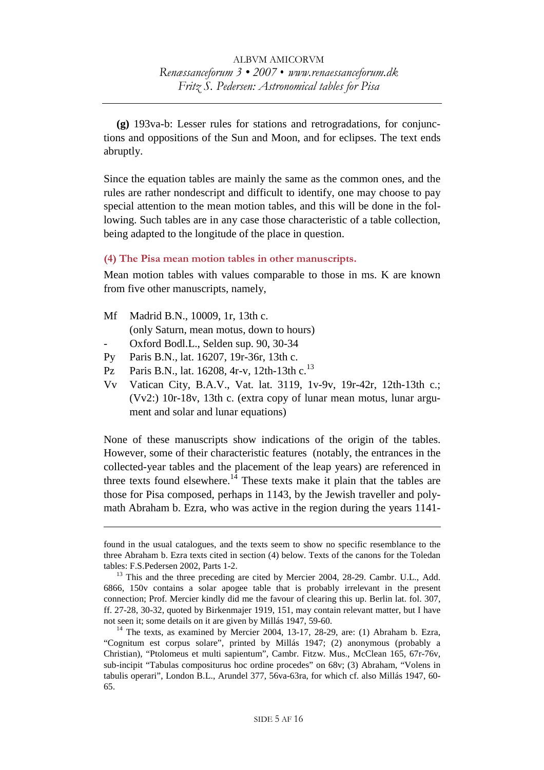**(g)** 193va-b: Lesser rules for stations and retrogradations, for conjunctions and oppositions of the Sun and Moon, and for eclipses. The text ends abruptly.

Since the equation tables are mainly the same as the common ones, and the rules are rather nondescript and difficult to identify, one may choose to pay special attention to the mean motion tables, and this will be done in the following. Such tables are in any case those characteristic of a table collection, being adapted to the longitude of the place in question.

### (4) The Pisa mean motion tables in other manuscripts.

Mean motion tables with values comparable to those in ms. K are known from five other manuscripts, namely,

- Mf  Madrid B.N., 10009, 1r, 13th c. (only Saturn, mean motus, down to hours)
- \-  Oxford Bodl.L., Selden sup. 90, 30-34
- Py  Paris B.N., lat. 16207, 19r-36r, 13th c.
- Pz  Paris B.N., lat. 16208, 4r-v, 12th-13th c.[13]
- Vv  Vatican City, B.A.V., Vat. lat. 3119, 1v-9v, 19r-42r, 12th-13th c.; (Vv2:) 10r-18v, 13th c. (extra copy of lunar mean motus, lunar argument and solar and lunar equations)

None of these manuscripts show indications of the origin of the tables. However, some of their characteristic features (notably, the entrances in the collected-year tables and the placement of the leap years) are referenced in three texts found elsewhere.[14] These texts make it plain that the tables are those for Pisa composed, perhaps in 1143, by the Jewish traveller and polymath Abraham b. Ezra, who was active in the region during the years 1141-

---

found in the usual catalogues, and the texts seem to show no specific resemblance to the three Abraham b. Ezra texts cited in section (4) below. Texts of the canons for the Toledan tables: F.S.Pedersen 2002, Parts 1-2.

[13] This and the three preceding are cited by Mercier 2004, 28-29. Cambr. U.L., Add. 6866, 150v contains a solar apogee table that is probably irrelevant in the present connection; Prof. Mercier kindly did me the favour of clearing this up. Berlin lat. fol. 307, ff. 27-28, 30-32, quoted by Birkenmajer 1919, 151, may contain relevant matter, but I have not seen it; some details on it are given by Millás 1947, 59-60.

[14] The texts, as examined by Mercier 2004, 13-17, 28-29, are: (1) Abraham b. Ezra, "Cognitum est corpus solare", printed by Millás 1947; (2) anonymous (probably a Christian), "Ptolomeus et multi sapientum", Cambr. Fitzw. Mus., McClean 165, 67r-76v, sub-incipit "Tabulas compositurus hoc ordine procedes" on 68v; (3) Abraham, "Volens in tabulis operari", London B.L., Arundel 377, 56va-63ra, for which cf. also Millás 1947, 60-65.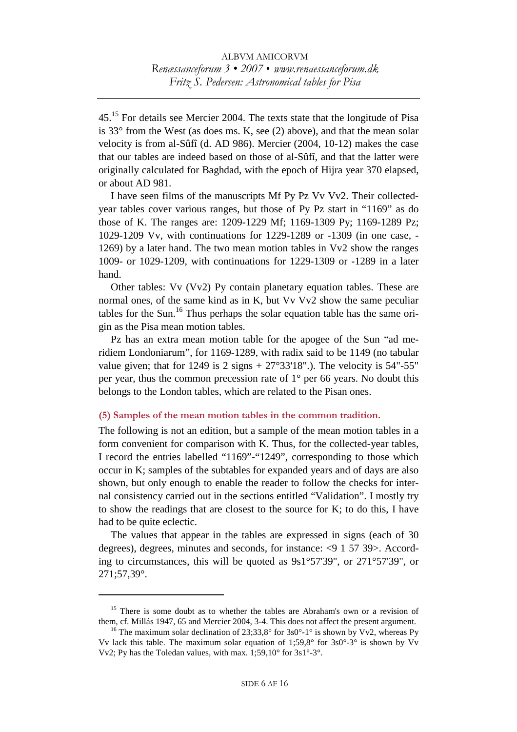45.[15] For details see Mercier 2004. The texts state that the longitude of Pisa is 33° from the West (as does ms. K, see (2) above), and that the mean solar velocity is from al-Sûfî (d. AD 986). Mercier (2004, 10-12) makes the case that our tables are indeed based on those of al-Sûfî, and that the latter were originally calculated for Baghdad, with the epoch of Hijra year 370 elapsed, or about AD 981.

I have seen films of the manuscripts Mf Py Pz Vv Vv2. Their collected-year tables cover various ranges, but those of Py Pz start in "1169" as do those of K. The ranges are: 1209-1229 Mf; 1169-1309 Py; 1169-1289 Pz; 1029-1209 Vv, with continuations for 1229-1289 or -1309 (in one case, -1269) by a later hand. The two mean motion tables in Vv2 show the ranges 1009- or 1029-1209, with continuations for 1229-1309 or -1289 in a later hand.

Other tables: Vv (Vv2) Py contain planetary equation tables. These are normal ones, of the same kind as in K, but Vv Vv2 show the same peculiar tables for the Sun.[16] Thus perhaps the solar equation table has the same origin as the Pisa mean motion tables.

Pz has an extra mean motion table for the apogee of the Sun "ad meridiem Londoniarum", for 1169-1289, with radix said to be 1149 (no tabular value given; that for 1249 is 2 signs + 27°33'18".). The velocity is 54"-55" per year, thus the common precession rate of 1° per 66 years. No doubt this belongs to the London tables, which are related to the Pisan ones.

### (5) Samples of the mean motion tables in the common tradition.

The following is not an edition, but a sample of the mean motion tables in a form convenient for comparison with K. Thus, for the collected-year tables, I record the entries labelled "1169"-"1249", corresponding to those which occur in K; samples of the subtables for expanded years and of days are also shown, but only enough to enable the reader to follow the checks for internal consistency carried out in the sections entitled "Validation". I mostly try to show the readings that are closest to the source for K; to do this, I have had to be quite eclectic.

The values that appear in the tables are expressed in signs (each of 30 degrees), degrees, minutes and seconds, for instance: <9 1 57 39>. According to circumstances, this will be quoted as 9s1°57'39", or 271°57'39", or 271;57,39°.

---

[15] There is some doubt as to whether the tables are Abraham's own or a revision of them, cf. Millás 1947, 65 and Mercier 2004, 3-4. This does not affect the present argument.

[16] The maximum solar declination of 23;33,8° for 3s0°-1° is shown by Vv2, whereas Py Vv lack this table. The maximum solar equation of 1;59,8° for 3s0°-3° is shown by Vv Vv2; Py has the Toledan values, with max. 1;59,10° for 3s1°-3°.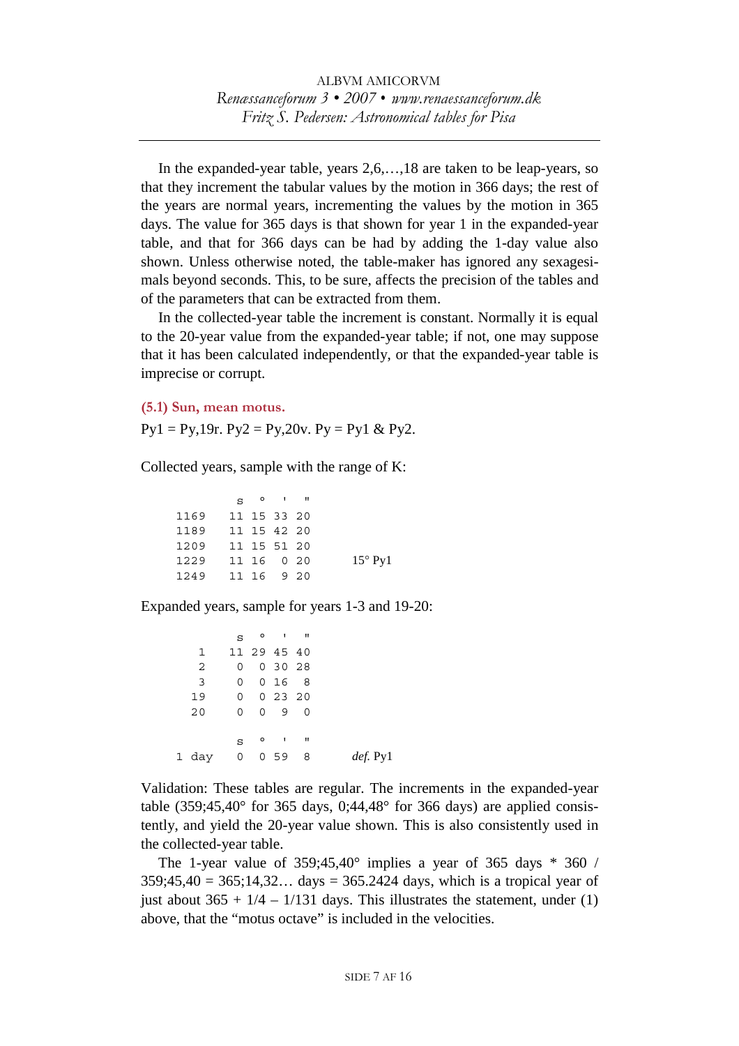In the expanded-year table, years 2,6,…,18 are taken to be leap-years, so that they increment the tabular values by the motion in 366 days; the rest of the years are normal years, incrementing the values by the motion in 365 days. The value for 365 days is that shown for year 1 in the expanded-year table, and that for 366 days can be had by adding the 1-day value also shown. Unless otherwise noted, the table-maker has ignored any sexagesimals beyond seconds. This, to be sure, affects the precision of the tables and of the parameters that can be extracted from them.

In the collected-year table the increment is constant. Normally it is equal to the 20-year value from the expanded-year table; if not, one may suppose that it has been calculated independently, or that the expanded-year table is imprecise or corrupt.

### (5.1) Sun, mean motus.

Py1 = Py,19r. Py2 = Py,20v. Py = Py1 & Py2.

Collected years, sample with the range of K:

| | s | ° | ' | " | |
|---|---|---|---|---|---|
| 1169 | 11 | 15 | 33 | 20 | |
| 1189 | 11 | 15 | 42 | 20 | |
| 1209 | 11 | 15 | 51 | 20 | |
| 1229 | 11 | 16 | 0 | 20 | 15° Py1 |
| 1249 | 11 | 16 | 9 | 20 | |

Expanded years, sample for years 1-3 and 19-20:

| | s | ° | ' | " | |
|---|---|---|---|---|---|
| 1 | 11 | 29 | 45 | 40 | |
| 2 | 0 | 0 | 30 | 28 | |
| 3 | 0 | 0 | 16 | 8 | |
| 19 | 0 | 0 | 23 | 20 | |
| 20 | 0 | 0 | 9 | 0 | |

| | s | ° | ' | " | |
|---|---|---|---|---|---|
| 1 day | 0 | 0 | 59 | 8 | *def.* Py1 |

Validation: These tables are regular. The increments in the expanded-year table (359;45,40° for 365 days, 0;44,48° for 366 days) are applied consistently, and yield the 20-year value shown. This is also consistently used in the collected-year table.

The 1-year value of 359;45,40° implies a year of 365 days * 360 / 359;45,40 = 365;14,32… days = 365.2424 days, which is a tropical year of just about 365 + 1/4 – 1/131 days. This illustrates the statement, under (1) above, that the "motus octave" is included in the velocities.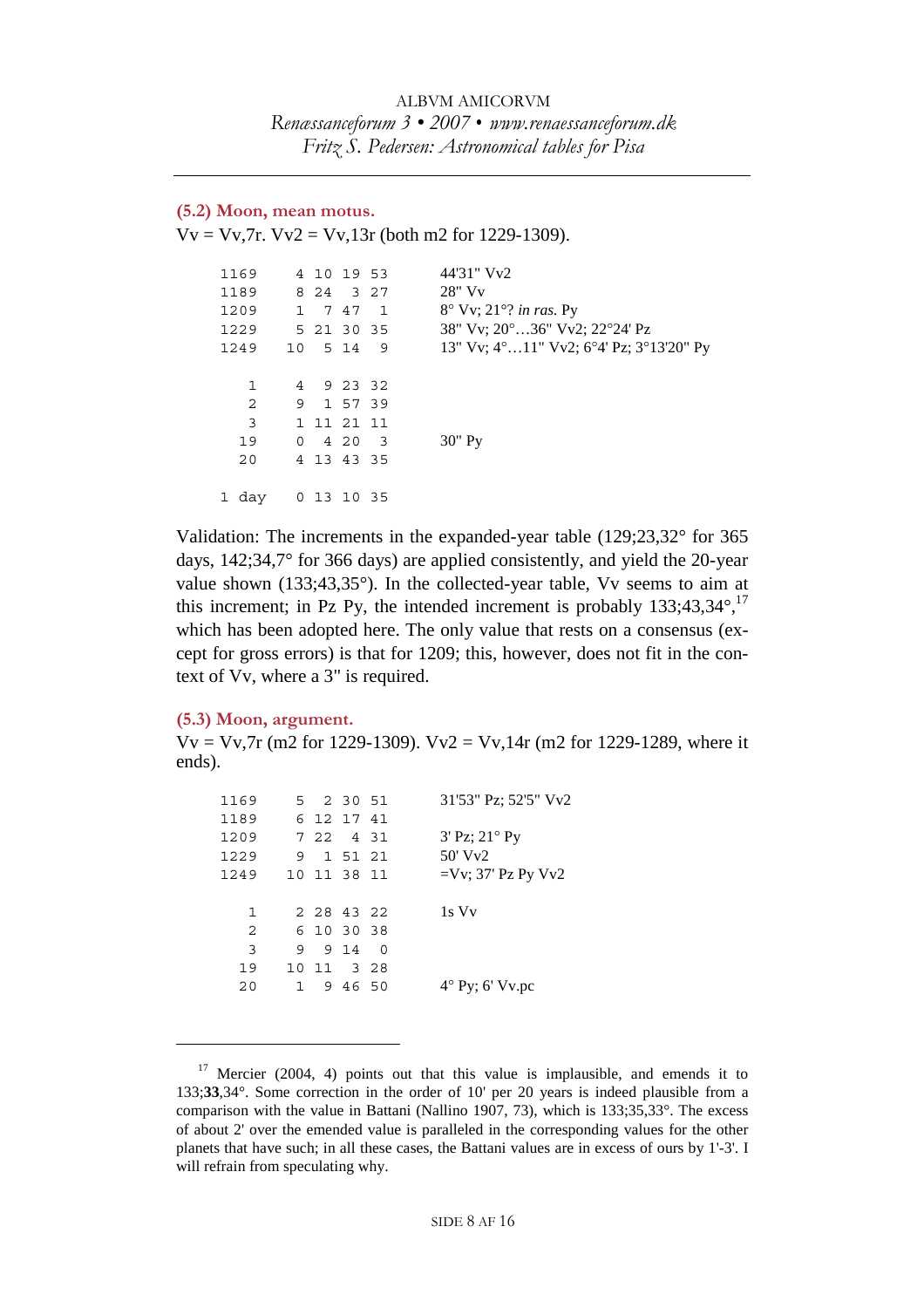### (5.2) Moon, mean motus.

Vv = Vv,7r. Vv2 = Vv,13r (both m2 for 1229-1309).

| | | |
|---|---|---|
| 1169 | 4 10 19 53 | 44'31" Vv2 |
| 1189 | 8 24 3 27 | 28" Vv |
| 1209 | 1 7 47 1 | 8° Vv; 21°? *in ras.* Py |
| 1229 | 5 21 30 35 | 38" Vv; 20°…36" Vv2; 22°24' Pz |
| 1249 | 10 5 14 9 | 13" Vv; 4°…11" Vv2; 6°4' Pz; 3°13'20" Py |
| | | |
| 1 | 4 9 23 32 | |
| 2 | 9 1 57 39 | |
| 3 | 1 11 21 11 | |
| 19 | 0 4 20 3 | 30" Py |
| 20 | 4 13 43 35 | |
| | | |
| 1 day | 0 13 10 35 | |

Validation: The increments in the expanded-year table (129;23,32° for 365 days, 142;34,7° for 366 days) are applied consistently, and yield the 20-year value shown (133;43,35°). In the collected-year table, Vv seems to aim at this increment; in Pz Py, the intended increment is probably 133;43,34°,[17] which has been adopted here. The only value that rests on a consensus (except for gross errors) is that for 1209; this, however, does not fit in the context of Vv, where a 3" is required.

### (5.3) Moon, argument.

Vv = Vv,7r (m2 for 1229-1309). Vv2 = Vv,14r (m2 for 1229-1289, where it ends).

| | | |
|---|---|---|
| 1169 | 5 2 30 51 | 31'53" Pz; 52'5" Vv2 |
| 1189 | 6 12 17 41 | |
| 1209 | 7 22 4 31 | 3' Pz; 21° Py |
| 1229 | 9 1 51 21 | 50' Vv2 |
| 1249 | 10 11 38 11 | =Vv; 37' Pz Py Vv2 |
| | | |
| 1 | 2 28 43 22 | 1s Vv |
| 2 | 6 10 30 38 | |
| 3 | 9 9 14 0 | |
| 19 | 10 11 3 28 | |
| 20 | 1 9 46 50 | 4° Py; 6' Vv.pc |

---

[17] Mercier (2004, 4) points out that this value is implausible, and emends it to 133;**33**,34°. Some correction in the order of 10' per 20 years is indeed plausible from a comparison with the value in Battani (Nallino 1907, 73), which is 133;35,33°. The excess of about 2' over the emended value is paralleled in the corresponding values for the other planets that have such; in all these cases, the Battani values are in excess of ours by 1'-3'. I will refrain from speculating why.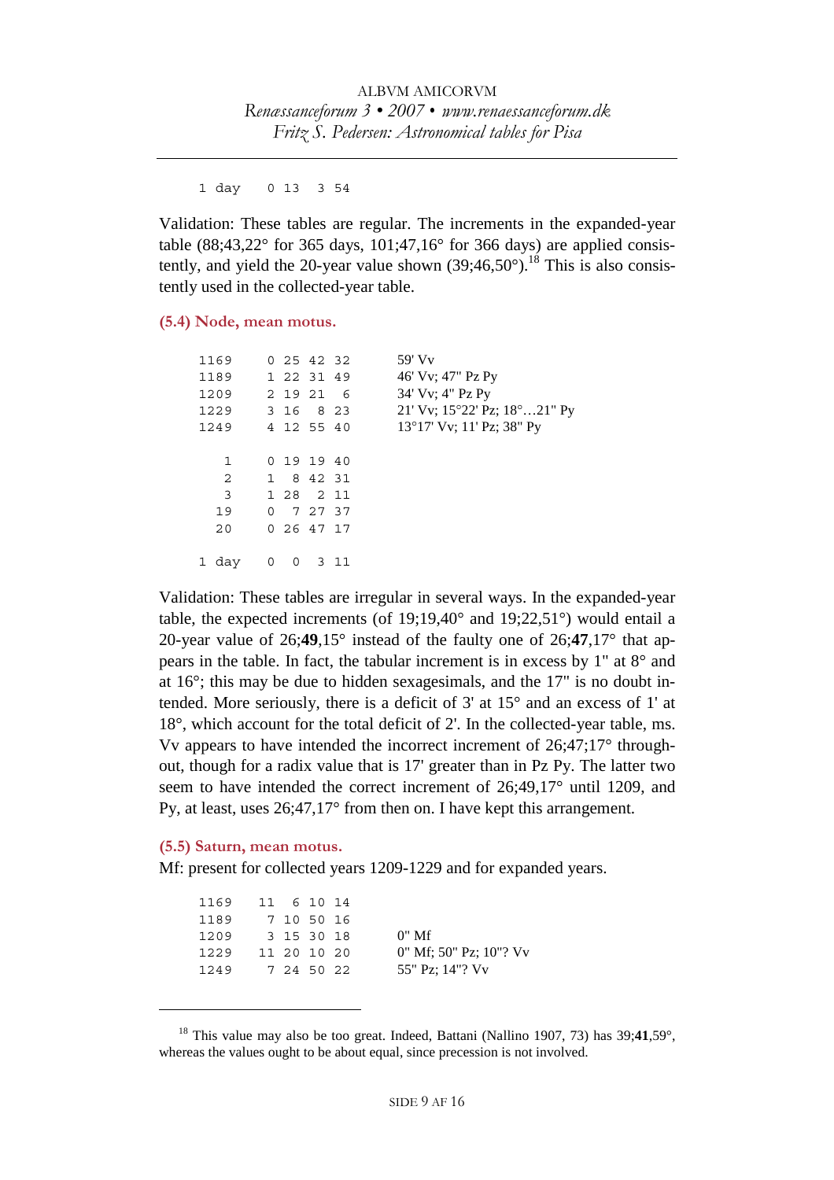```
1 day    0 13  3 54
```

Validation: These tables are regular. The increments in the expanded-year table (88;43,22° for 365 days, 101;47,16° for 366 days) are applied consistently, and yield the 20-year value shown (39;46,50°).[18] This is also consistently used in the collected-year table.

### (5.4) Node, mean motus.

```
1169    0 25 42 32        59' Vv
1189    1 22 31 49        46' Vv; 47" Pz Py
1209    2 19 21  6        34' Vv; 4" Pz Py
1229    3 16  8 23        21' Vv; 15°22' Pz; 18°…21" Py
1249    4 12 55 40        13°17' Vv; 11' Pz; 38" Py

   1    0 19 19 40
   2    1  8 42 31
   3    1 28  2 11
  19    0  7 27 37
  20    0 26 47 17

1 day   0  0  3 11
```

Validation: These tables are irregular in several ways. In the expanded-year table, the expected increments (of 19;19,40° and 19;22,51°) would entail a 20-year value of 26;**49**,15° instead of the faulty one of 26;**47**,17° that appears in the table. In fact, the tabular increment is in excess by 1" at 8° and at 16°; this may be due to hidden sexagesimals, and the 17" is no doubt intended. More seriously, there is a deficit of 3' at 15° and an excess of 1' at 18°, which account for the total deficit of 2'. In the collected-year table, ms. Vv appears to have intended the incorrect increment of 26;47;17° throughout, though for a radix value that is 17' greater than in Pz Py. The latter two seem to have intended the correct increment of 26;49,17° until 1209, and Py, at least, uses 26;47,17° from then on. I have kept this arrangement.

### (5.5) Saturn, mean motus.

Mf: present for collected years 1209-1229 and for expanded years.

```
1169    11  6 10 14
1189     7 10 50 16
1209     3 15 30 18       0" Mf
1229    11 20 10 20       0" Mf; 50" Pz; 10"? Vv
1249     7 24 50 22       55" Pz; 14"? Vv
```

---

[18] This value may also be too great. Indeed, Battani (Nallino 1907, 73) has 39;**41**,59°, whereas the values ought to be about equal, since precession is not involved.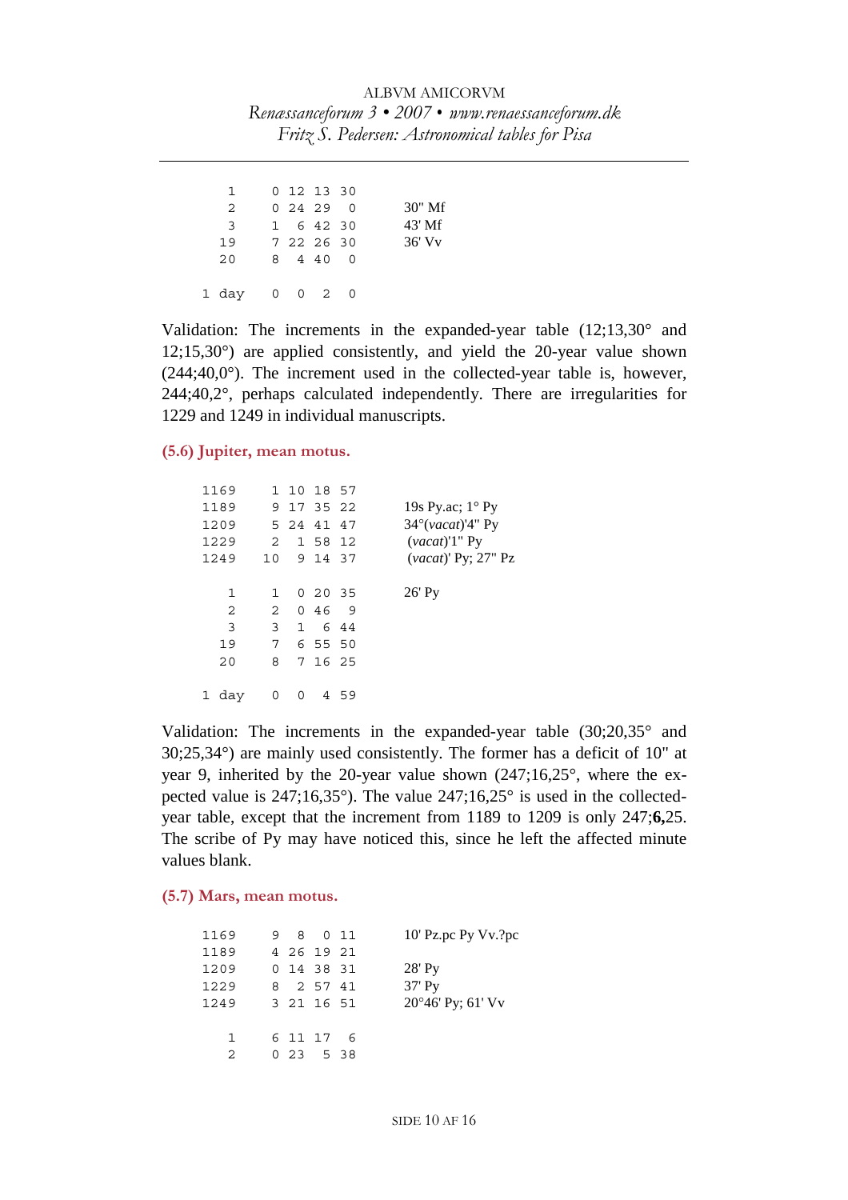| | | |
|---|---|---|
| 1 | 0 12 13 30 | |
| 2 | 0 24 29 0 | 30" Mf |
| 3 | 1 6 42 30 | 43' Mf |
| 19 | 7 22 26 30 | 36' Vv |
| 20 | 8 4 40 0 | |
| | | |
| 1 day | 0 0 2 0 | |

Validation: The increments in the expanded-year table (12;13,30° and 12;15,30°) are applied consistently, and yield the 20-year value shown (244;40,0°). The increment used in the collected-year table is, however, 244;40,2°, perhaps calculated independently. There are irregularities for 1229 and 1249 in individual manuscripts.

### (5.6) Jupiter, mean motus.

| | | |
|---|---|---|
| 1169 | 1 10 18 57 | |
| 1189 | 9 17 35 22 | 19s Py.ac; 1° Py |
| 1209 | 5 24 41 47 | 34°(*vacat*)'4" Py |
| 1229 | 2 1 58 12 | (*vacat*)'1" Py |
| 1249 | 10 9 14 37 | (*vacat*)' Py; 27" Pz |
| | | |
| 1 | 1 0 20 35 | 26' Py |
| 2 | 2 0 46 9 | |
| 3 | 3 1 6 44 | |
| 19 | 7 6 55 50 | |
| 20 | 8 7 16 25 | |
| | | |
| 1 day | 0 0 4 59 | |

Validation: The increments in the expanded-year table (30;20,35° and 30;25,34°) are mainly used consistently. The former has a deficit of 10" at year 9, inherited by the 20-year value shown (247;16,25°, where the expected value is 247;16,35°). The value 247;16,25° is used in the collected-year table, except that the increment from 1189 to 1209 is only 247;**6,**25. The scribe of Py may have noticed this, since he left the affected minute values blank.

### (5.7) Mars, mean motus.

| | | |
|---|---|---|
| 1169 | 9 8 0 11 | 10' Pz.pc Py Vv.?pc |
| 1189 | 4 26 19 21 | |
| 1209 | 0 14 38 31 | 28' Py |
| 1229 | 8 2 57 41 | 37' Py |
| 1249 | 3 21 16 51 | 20°46' Py; 61' Vv |
| | | |
| 1 | 6 11 17 6 | |
| 2 | 0 23 5 38 | |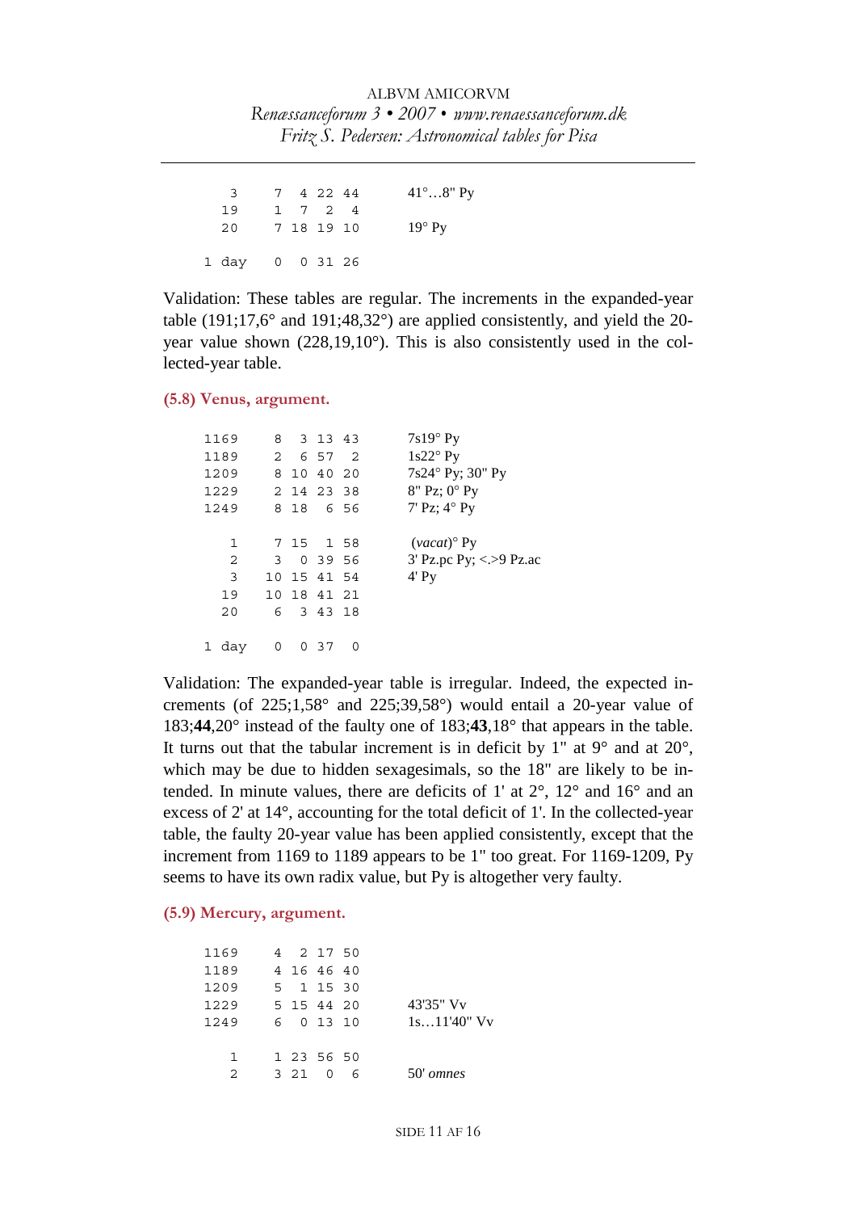| | | | | | |
|---|---|---|---|---|---|
| 3 | 7 | 4 | 22 | 44 | 41°…8" Py |
| 19 | 1 | 7 | 2 | 4 | |
| 20 | 7 | 18 | 19 | 10 | 19° Py |
| | | | | | |
| 1 day | 0 | 0 | 31 | 26 | |

Validation: These tables are regular. The increments in the expanded-year table (191;17,6° and 191;48,32°) are applied consistently, and yield the 20-year value shown (228,19,10°). This is also consistently used in the collected-year table.

### (5.8) Venus, argument.

| | | | | | |
|---|---|---|---|---|---|
| 1169 | 8 | 3 | 13 | 43 | 7s19° Py |
| 1189 | 2 | 6 | 57 | 2 | 1s22° Py |
| 1209 | 8 | 10 | 40 | 20 | 7s24° Py; 30" Py |
| 1229 | 2 | 14 | 23 | 38 | 8" Pz; 0° Py |
| 1249 | 8 | 18 | 6 | 56 | 7' Pz; 4° Py |
| | | | | | |
| 1 | 7 | 15 | 1 | 58 | (*vacat*)° Py |
| 2 | 3 | 0 | 39 | 56 | 3' Pz.pc Py; <.>9 Pz.ac |
| 3 | 10 | 15 | 41 | 54 | 4' Py |
| 19 | 10 | 18 | 41 | 21 | |
| 20 | 6 | 3 | 43 | 18 | |
| | | | | | |
| 1 day | 0 | 0 | 37 | 0 | |

Validation: The expanded-year table is irregular. Indeed, the expected increments (of 225;1,58° and 225;39,58°) would entail a 20-year value of 183;**44**,20° instead of the faulty one of 183;**43**,18° that appears in the table. It turns out that the tabular increment is in deficit by 1" at 9° and at 20°, which may be due to hidden sexagesimals, so the 18" are likely to be intended. In minute values, there are deficits of 1' at 2°, 12° and 16° and an excess of 2' at 14°, accounting for the total deficit of 1'. In the collected-year table, the faulty 20-year value has been applied consistently, except that the increment from 1169 to 1189 appears to be 1" too great. For 1169-1209, Py seems to have its own radix value, but Py is altogether very faulty.

### (5.9) Mercury, argument.

| | | | | | |
|---|---|---|---|---|---|
| 1169 | 4 | 2 | 17 | 50 | |
| 1189 | 4 | 16 | 46 | 40 | |
| 1209 | 5 | 1 | 15 | 30 | |
| 1229 | 5 | 15 | 44 | 20 | 43'35" Vv |
| 1249 | 6 | 0 | 13 | 10 | 1s…11'40" Vv |
| | | | | | |
| 1 | 1 | 23 | 56 | 50 | |
| 2 | 3 | 21 | 0 | 6 | 50' *omnes* |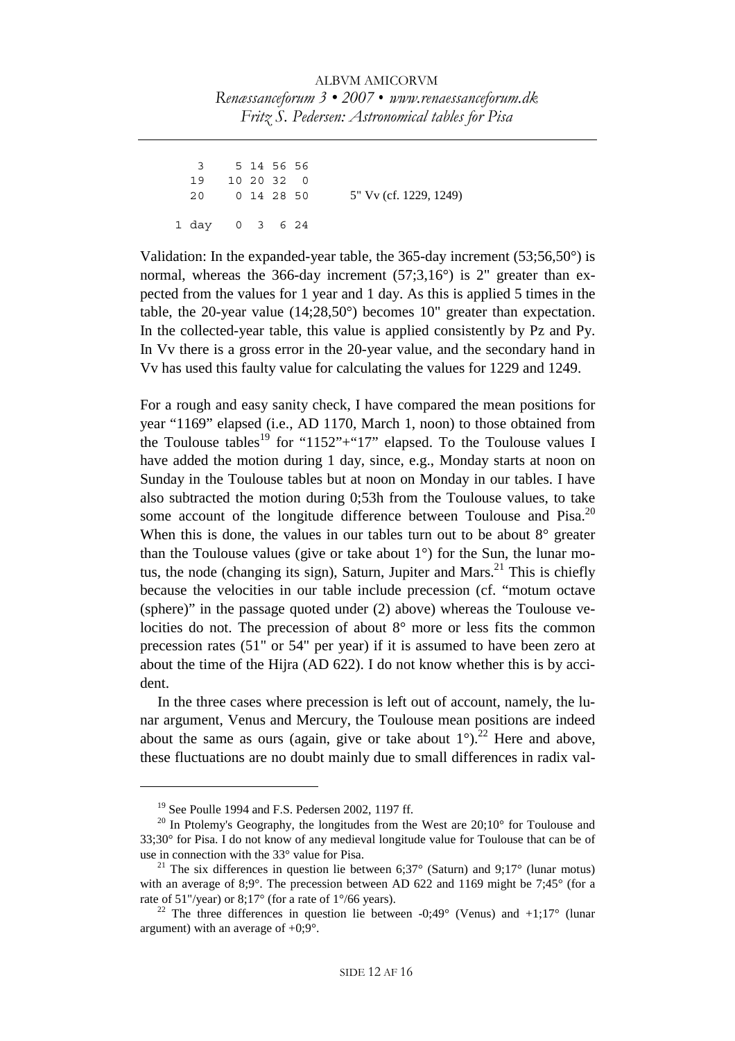```
   3     5 14 56 56
  19    10 20 32  0
  20     0 14 28 50      5" Vv (cf. 1229, 1249)

1 day    0  3  6 24
```

Validation: In the expanded-year table, the 365-day increment (53;56,50°) is normal, whereas the 366-day increment (57;3,16°) is 2" greater than expected from the values for 1 year and 1 day. As this is applied 5 times in the table, the 20-year value (14;28,50°) becomes 10" greater than expectation. In the collected-year table, this value is applied consistently by Pz and Py. In Vv there is a gross error in the 20-year value, and the secondary hand in Vv has used this faulty value for calculating the values for 1229 and 1249.

For a rough and easy sanity check, I have compared the mean positions for year "1169" elapsed (i.e., AD 1170, March 1, noon) to those obtained from the Toulouse tables[19] for "1152"+"17" elapsed. To the Toulouse values I have added the motion during 1 day, since, e.g., Monday starts at noon on Sunday in the Toulouse tables but at noon on Monday in our tables. I have also subtracted the motion during 0;53h from the Toulouse values, to take some account of the longitude difference between Toulouse and Pisa.[20] When this is done, the values in our tables turn out to be about 8° greater than the Toulouse values (give or take about 1°) for the Sun, the lunar motus, the node (changing its sign), Saturn, Jupiter and Mars.[21] This is chiefly because the velocities in our table include precession (cf. "motum octave (sphere)" in the passage quoted under (2) above) whereas the Toulouse velocities do not. The precession of about 8° more or less fits the common precession rates (51" or 54" per year) if it is assumed to have been zero at about the time of the Hijra (AD 622). I do not know whether this is by accident.

In the three cases where precession is left out of account, namely, the lunar argument, Venus and Mercury, the Toulouse mean positions are indeed about the same as ours (again, give or take about 1°).[22] Here and above, these fluctuations are no doubt mainly due to small differences in radix val-

---

[19] See Poulle 1994 and F.S. Pedersen 2002, 1197 ff.

[20] In Ptolemy's Geography, the longitudes from the West are 20;10° for Toulouse and 33;30° for Pisa. I do not know of any medieval longitude value for Toulouse that can be of use in connection with the 33° value for Pisa.

[21] The six differences in question lie between 6;37° (Saturn) and 9;17° (lunar motus) with an average of 8;9°. The precession between AD 622 and 1169 might be 7;45° (for a rate of 51"/year) or 8;17° (for a rate of 1°/66 years).

[22] The three differences in question lie between -0;49° (Venus) and +1;17° (lunar argument) with an average of +0;9°.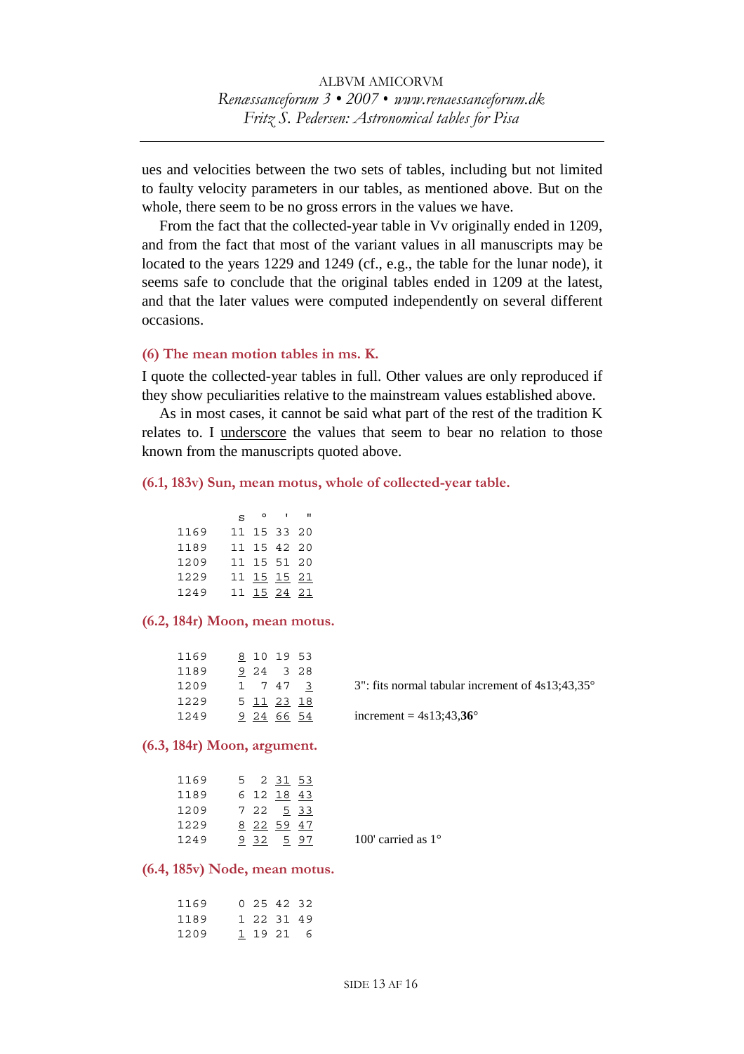ues and velocities between the two sets of tables, including but not limited to faulty velocity parameters in our tables, as mentioned above. But on the whole, there seem to be no gross errors in the values we have.

From the fact that the collected-year table in Vv originally ended in 1209, and from the fact that most of the variant values in all manuscripts may be located to the years 1229 and 1249 (cf., e.g., the table for the lunar node), it seems safe to conclude that the original tables ended in 1209 at the latest, and that the later values were computed independently on several different occasions.

### (6) The mean motion tables in ms. K.

I quote the collected-year tables in full. Other values are only reproduced if they show peculiarities relative to the mainstream values established above.

As in most cases, it cannot be said what part of the rest of the tradition K relates to. I <u>underscore</u> the values that seem to bear no relation to those known from the manuscripts quoted above.

#### (6.1, 183v) Sun, mean motus, whole of collected-year table.

| | s | ° | ' | " |
|---|---|---|---|---|
| 1169 | 11 | 15 | 33 | 20 |
| 1189 | 11 | 15 | 42 | 20 |
| 1209 | 11 | 15 | 51 | 20 |
| 1229 | 11 | <u>15</u> | <u>15</u> | <u>21</u> |
| 1249 | 11 | <u>15</u> | <u>24</u> | <u>21</u> |

#### (6.2, 184r) Moon, mean motus.

| | | | | | |
|---|---|---|---|---|---|
| 1169 | <u>8</u> | 10 | 19 | 53 | |
| 1189 | <u>9</u> | 24 | 3 | 28 | |
| 1209 | 1 | 7 | 47 | <u>3</u> | 3": fits normal tabular increment of 4s13;43,35° |
| 1229 | 5 | <u>11</u> | <u>23</u> | <u>18</u> | |
| 1249 | <u>9</u> | <u>24</u> | <u>66</u> | <u>54</u> | increment = 4s13;43,**36**° |

#### (6.3, 184r) Moon, argument.

| | | | | | |
|---|---|---|---|---|---|
| 1169 | 5 | 2 | <u>31</u> | <u>53</u> | |
| 1189 | 6 | 12 | <u>18</u> | <u>43</u> | |
| 1209 | 7 | 22 | <u>5</u> | <u>33</u> | |
| 1229 | <u>8</u> | <u>22</u> | <u>59</u> | <u>47</u> | |
| 1249 | <u>9</u> | <u>32</u> | <u>5</u> | <u>97</u> | 100' carried as 1° |

#### (6.4, 185v) Node, mean motus.

| | | | | |
|---|---|---|---|---|
| 1169 | 0 | 25 | 42 | 32 |
| 1189 | 1 | 22 | 31 | 49 |
| 1209 | <u>1</u> | 19 | 21 | 6 |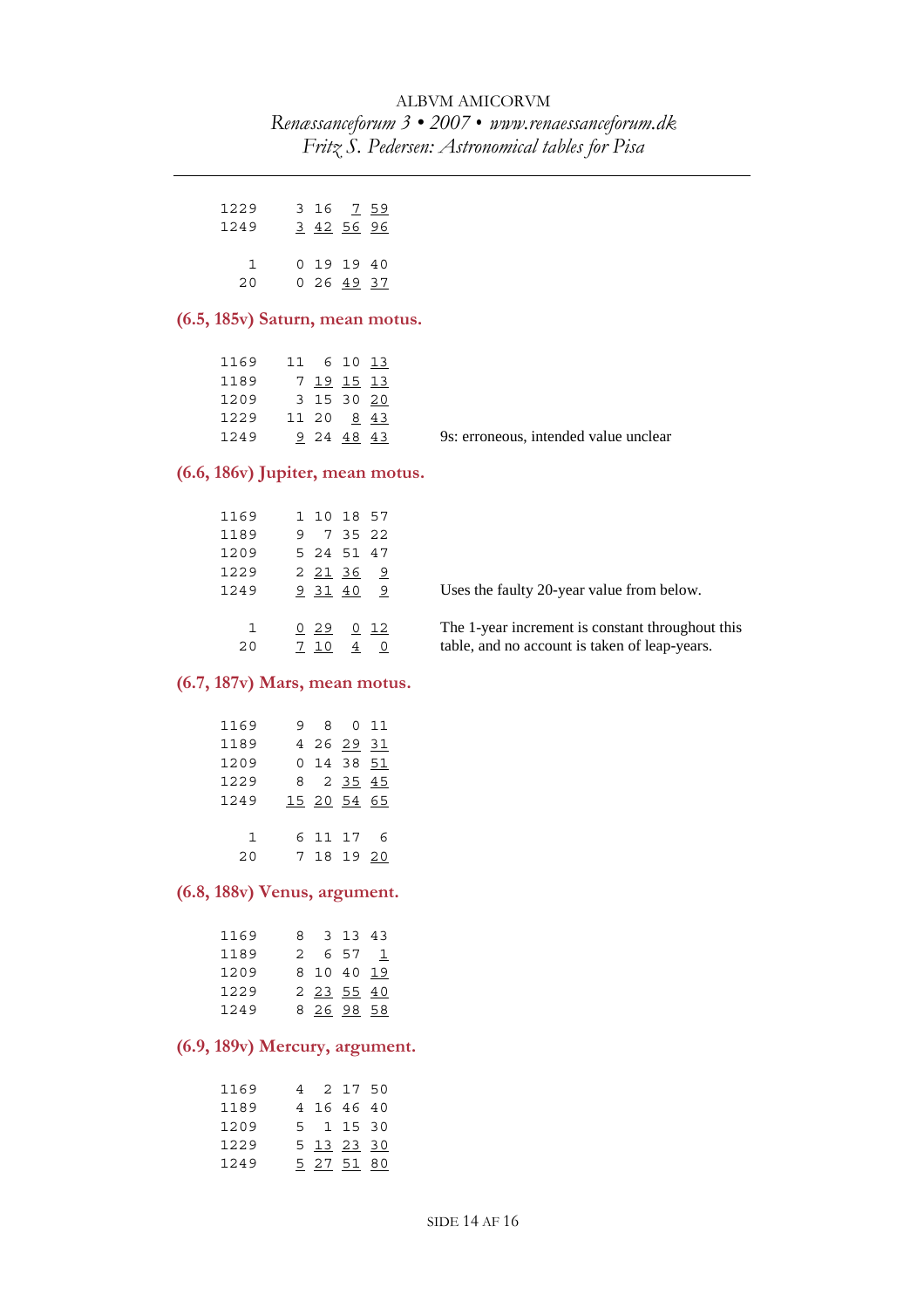| | | | | | |
|---|---|---|---|---|---|
| 1229 | 3 | 16 | <u>7</u> | <u>59</u> | |
| 1249 | <u>3</u> | <u>42</u> | <u>56</u> | <u>96</u> | |
| | | | | | |
| 1 | 0 | 19 | 19 | 40 | |
| 20 | 0 | 26 | <u>49</u> | <u>37</u> | |

### (6.5, 185v) Saturn, mean motus.

| | | | | | |
|---|---|---|---|---|---|
| 1169 | 11 | 6 | 10 | <u>13</u> | |
| 1189 | 7 | <u>19</u> | <u>15</u> | <u>13</u> | |
| 1209 | 3 | 15 | 30 | <u>20</u> | |
| 1229 | 11 | 20 | <u>8</u> | <u>43</u> | |
| 1249 | <u>9</u> | 24 | <u>48</u> | <u>43</u> | 9s: erroneous, intended value unclear |

### (6.6, 186v) Jupiter, mean motus.

| | | | | | |
|---|---|---|---|---|---|
| 1169 | 1 | 10 | 18 | 57 | |
| 1189 | 9 | 7 | 35 | 22 | |
| 1209 | 5 | 24 | 51 | 47 | |
| 1229 | 2 | <u>21</u> | <u>36</u> | <u>9</u> | |
| 1249 | <u>9</u> | <u>31</u> | <u>40</u> | <u>9</u> | Uses the faulty 20-year value from below. |
| | | | | | |
| 1 | <u>0</u> | <u>29</u> | <u>0</u> | <u>12</u> | The 1-year increment is constant throughout this table, and no account is taken of leap-years. |
| 20 | <u>7</u> | <u>10</u> | <u>4</u> | <u>0</u> | |

### (6.7, 187v) Mars, mean motus.

| | | | | | |
|---|---|---|---|---|---|
| 1169 | 9 | 8 | 0 | 11 | |
| 1189 | 4 | 26 | <u>29</u> | <u>31</u> | |
| 1209 | 0 | 14 | 38 | <u>51</u> | |
| 1229 | 8 | 2 | <u>35</u> | <u>45</u> | |
| 1249 | <u>15</u> | <u>20</u> | <u>54</u> | <u>65</u> | |
| | | | | | |
| 1 | 6 | 11 | 17 | 6 | |
| 20 | 7 | 18 | 19 | <u>20</u> | |

### (6.8, 188v) Venus, argument.

| | | | | |
|---|---|---|---|---|
| 1169 | 8 | 3 | 13 | 43 |
| 1189 | 2 | 6 | 57 | <u>1</u> |
| 1209 | 8 | 10 | 40 | <u>19</u> |
| 1229 | 2 | <u>23</u> | <u>55</u> | <u>40</u> |
| 1249 | 8 | <u>26</u> | <u>98</u> | <u>58</u> |

### (6.9, 189v) Mercury, argument.

| | | | | |
|---|---|---|---|---|
| 1169 | 4 | 2 | 17 | 50 |
| 1189 | 4 | 16 | 46 | 40 |
| 1209 | 5 | 1 | 15 | 30 |
| 1229 | 5 | <u>13</u> | <u>23</u> | <u>30</u> |
| 1249 | <u>5</u> | <u>27</u> | <u>51</u> | <u>80</u> |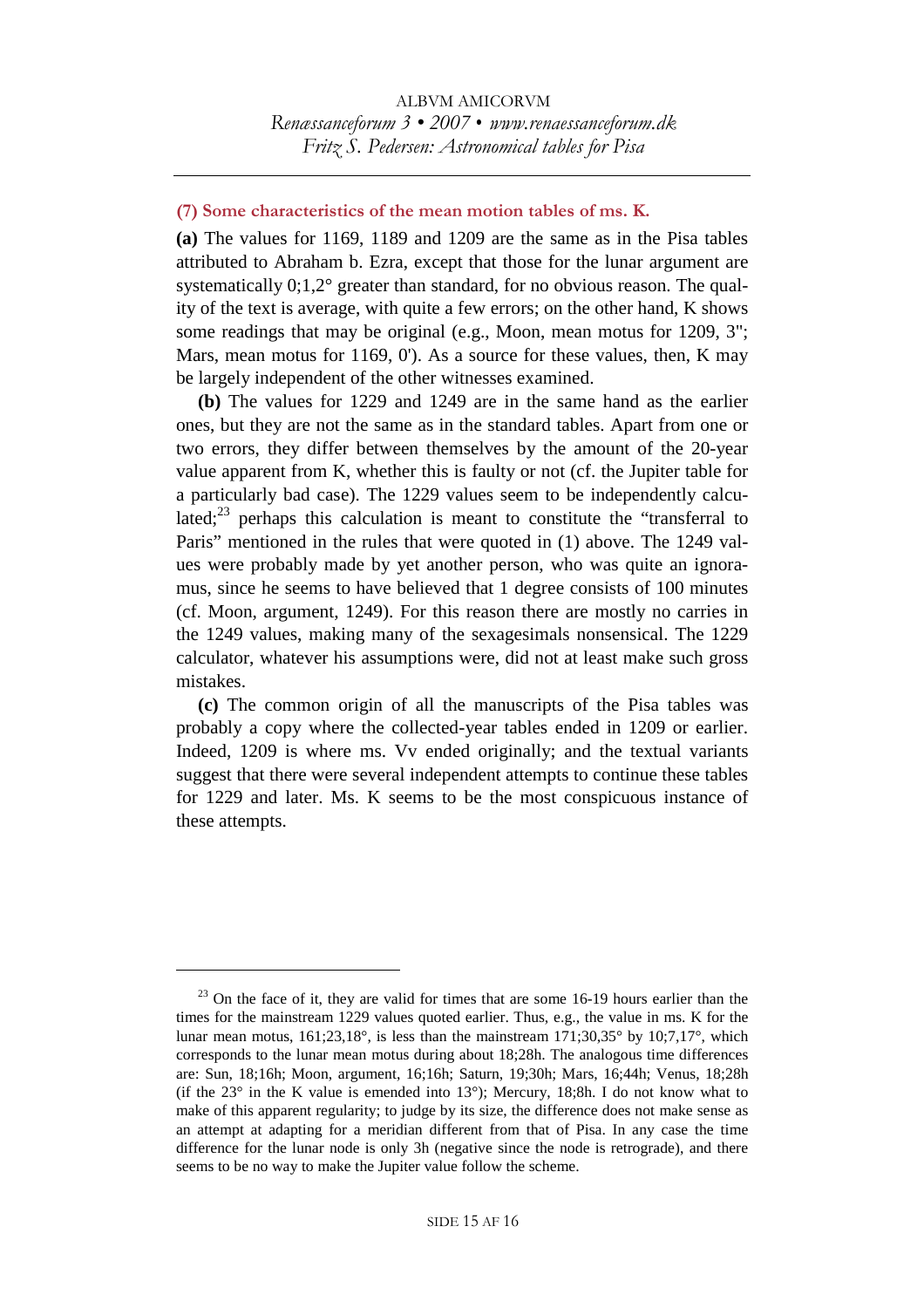### (7) Some characteristics of the mean motion tables of ms. K.

**(a)** The values for 1169, 1189 and 1209 are the same as in the Pisa tables attributed to Abraham b. Ezra, except that those for the lunar argument are systematically 0;1,2° greater than standard, for no obvious reason. The quality of the text is average, with quite a few errors; on the other hand, K shows some readings that may be original (e.g., Moon, mean motus for 1209, 3"; Mars, mean motus for 1169, 0'). As a source for these values, then, K may be largely independent of the other witnesses examined.

**(b)** The values for 1229 and 1249 are in the same hand as the earlier ones, but they are not the same as in the standard tables. Apart from one or two errors, they differ between themselves by the amount of the 20-year value apparent from K, whether this is faulty or not (cf. the Jupiter table for a particularly bad case). The 1229 values seem to be independently calculated;[23] perhaps this calculation is meant to constitute the "transferral to Paris" mentioned in the rules that were quoted in (1) above. The 1249 values were probably made by yet another person, who was quite an ignoramus, since he seems to have believed that 1 degree consists of 100 minutes (cf. Moon, argument, 1249). For this reason there are mostly no carries in the 1249 values, making many of the sexagesimals nonsensical. The 1229 calculator, whatever his assumptions were, did not at least make such gross mistakes.

**(c)** The common origin of all the manuscripts of the Pisa tables was probably a copy where the collected-year tables ended in 1209 or earlier. Indeed, 1209 is where ms. Vv ended originally; and the textual variants suggest that there were several independent attempts to continue these tables for 1229 and later. Ms. K seems to be the most conspicuous instance of these attempts.

---

[23] On the face of it, they are valid for times that are some 16-19 hours earlier than the times for the mainstream 1229 values quoted earlier. Thus, e.g., the value in ms. K for the lunar mean motus, 161;23,18°, is less than the mainstream 171;30,35° by 10;7,17°, which corresponds to the lunar mean motus during about 18;28h. The analogous time differences are: Sun, 18;16h; Moon, argument, 16;16h; Saturn, 19;30h; Mars, 16;44h; Venus, 18;28h (if the 23° in the K value is emended into 13°); Mercury, 18;8h. I do not know what to make of this apparent regularity; to judge by its size, the difference does not make sense as an attempt at adapting for a meridian different from that of Pisa. In any case the time difference for the lunar node is only 3h (negative since the node is retrograde), and there seems to be no way to make the Jupiter value follow the scheme.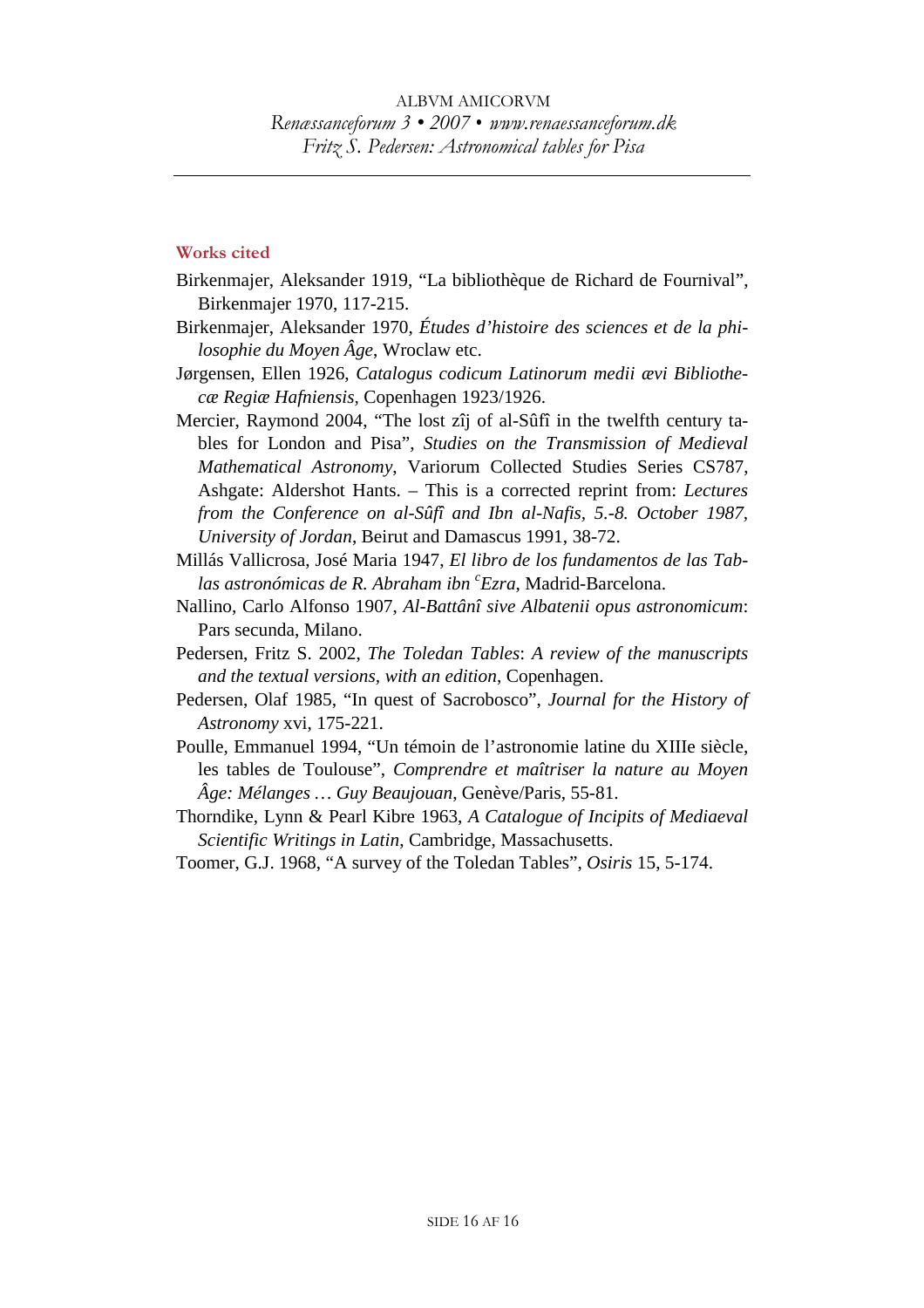## Works cited

Birkenmajer, Aleksander 1919, "La bibliothèque de Richard de Fournival", Birkenmajer 1970, 117-215.

Birkenmajer, Aleksander 1970, *Études d'histoire des sciences et de la philosophie du Moyen Âge*, Wroclaw etc.

Jørgensen, Ellen 1926, *Catalogus codicum Latinorum medii ævi Bibliothecæ Regiæ Hafniensis*, Copenhagen 1923/1926.

Mercier, Raymond 2004, "The lost zîj of al-Sûfî in the twelfth century tables for London and Pisa", *Studies on the Transmission of Medieval Mathematical Astronomy*, Variorum Collected Studies Series CS787, Ashgate: Aldershot Hants. – This is a corrected reprint from: *Lectures from the Conference on al-Sûfî and Ibn al-Nafis, 5.-8. October 1987, University of Jordan*, Beirut and Damascus 1991, 38-72.

Millás Vallicrosa, José Maria 1947, *El libro de los fundamentos de las Tablas astronómicas de R. Abraham ibn ᶜEzra*, Madrid-Barcelona.

Nallino, Carlo Alfonso 1907, *Al-Battânî sive Albatenii opus astronomicum*: Pars secunda, Milano.

Pedersen, Fritz S. 2002, *The Toledan Tables*: *A review of the manuscripts and the textual versions, with an edition*, Copenhagen.

Pedersen, Olaf 1985, "In quest of Sacrobosco", *Journal for the History of Astronomy* xvi, 175-221.

Poulle, Emmanuel 1994, "Un témoin de l'astronomie latine du XIIIe siècle, les tables de Toulouse", *Comprendre et maîtriser la nature au Moyen Âge: Mélanges … Guy Beaujouan*, Genève/Paris, 55-81.

Thorndike, Lynn & Pearl Kibre 1963, *A Catalogue of Incipits of Mediaeval Scientific Writings in Latin*, Cambridge, Massachusetts.

Toomer, G.J. 1968, "A survey of the Toledan Tables", *Osiris* 15, 5-174.